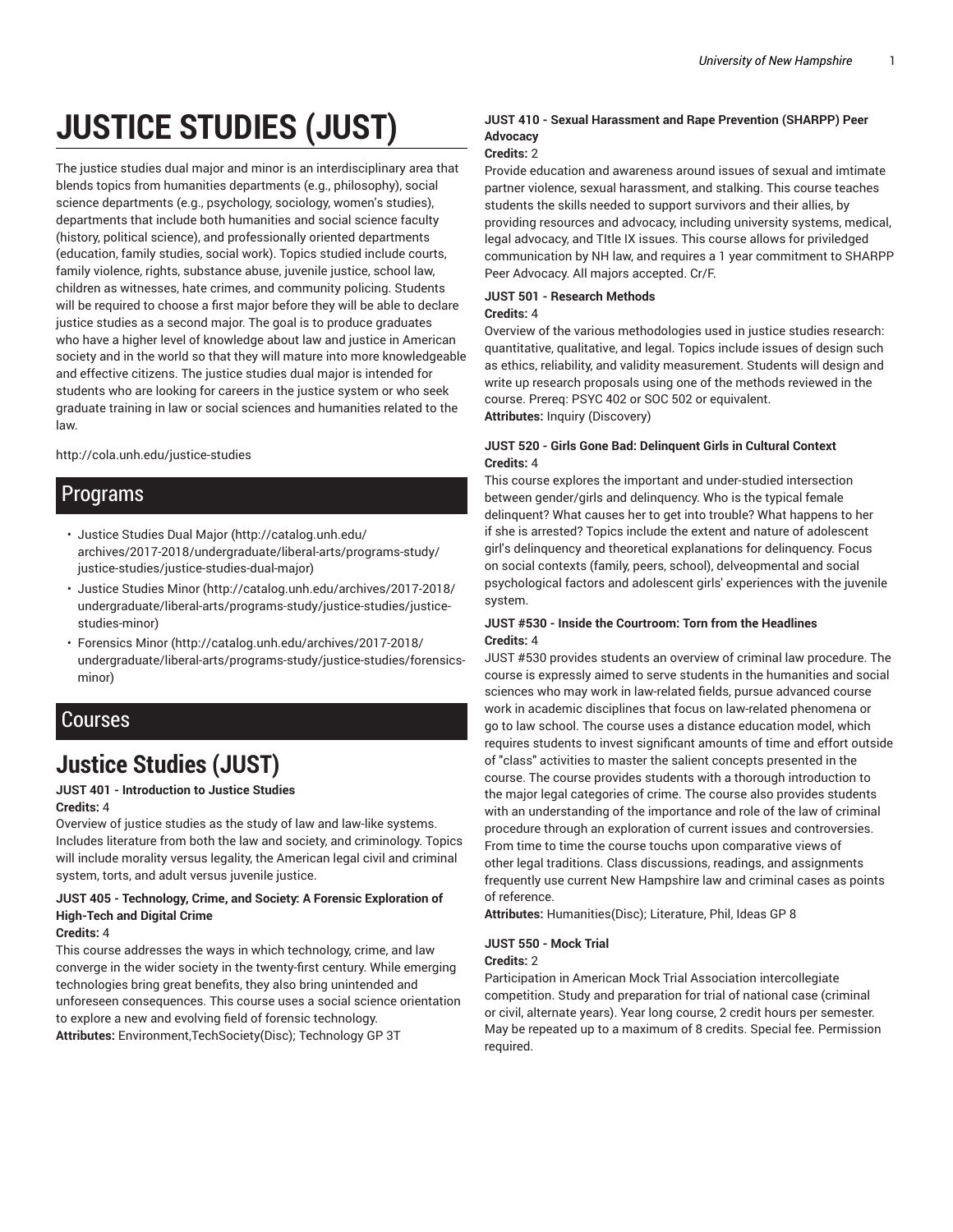# JUSTICE STUDIES (JUST)

The justice studies dual major and minor is an interdisciplinary area that blends topics from humanities departments (e.g., philosophy), social science departments (e.g., psychology, sociology, women's studies), departments that include both humanities and social science faculty (history, political science), and professionally oriented departments (education, family studies, social work). Topics studied include courts, family violence, rights, substance abuse, juvenile justice, school law, children as witnesses, hate crimes, and community policing. Students will be required to choose a first major before they will be able to declare justice studies as a second major. The goal is to produce graduates who have a higher level of knowledge about law and justice in American society and in the world so that they will mature into more knowledgeable and effective citizens. The justice studies dual major is intended for students who are looking for careers in the justice system or who seek graduate training in law or social sciences and humanities related to the law.

http://cola.unh.edu/justice-studies

## Programs

- Justice Studies Dual Major (http://catalog.unh.edu/archives/2017-2018/undergraduate/liberal-arts/programs-study/justice-studies/justice-studies-dual-major)
- Justice Studies Minor (http://catalog.unh.edu/archives/2017-2018/undergraduate/liberal-arts/programs-study/justice-studies/justice-studies-minor)
- Forensics Minor (http://catalog.unh.edu/archives/2017-2018/undergraduate/liberal-arts/programs-study/justice-studies/forensics-minor)

## Courses

# Justice Studies (JUST)

#### JUST 401 - Introduction to Justice Studies

**Credits:** 4

Overview of justice studies as the study of law and law-like systems. Includes literature from both the law and society, and criminology. Topics will include morality versus legality, the American legal civil and criminal system, torts, and adult versus juvenile justice.

#### JUST 405 - Technology, Crime, and Society: A Forensic Exploration of High-Tech and Digital Crime

**Credits:** 4

This course addresses the ways in which technology, crime, and law converge in the wider society in the twenty-first century. While emerging technologies bring great benefits, they also bring unintended and unforeseen consequences. This course uses a social science orientation to explore a new and evolving field of forensic technology.

**Attributes:** Environment,TechSociety(Disc); Technology GP 3T

#### JUST 410 - Sexual Harassment and Rape Prevention (SHARPP) Peer Advocacy

**Credits:** 2

Provide education and awareness around issues of sexual and imtimate partner violence, sexual harassment, and stalking. This course teaches students the skills needed to support survivors and their allies, by providing resources and advocacy, including university systems, medical, legal advocacy, and TItle IX issues. This course allows for priviledged communication by NH law, and requires a 1 year commitment to SHARPP Peer Advocacy. All majors accepted. Cr/F.

#### JUST 501 - Research Methods

**Credits:** 4

Overview of the various methodologies used in justice studies research: quantitative, qualitative, and legal. Topics include issues of design such as ethics, reliability, and validity measurement. Students will design and write up research proposals using one of the methods reviewed in the course. Prereq: PSYC 402 or SOC 502 or equivalent.

**Attributes:** Inquiry (Discovery)

#### JUST 520 - Girls Gone Bad: Delinquent Girls in Cultural Context

**Credits:** 4

This course explores the important and under-studied intersection between gender/girls and delinquency. Who is the typical female delinquent? What causes her to get into trouble? What happens to her if she is arrested? Topics include the extent and nature of adolescent girl's delinquency and theoretical explanations for delinquency. Focus on social contexts (family, peers, school), delveopmental and social psychological factors and adolescent girls' experiences with the juvenile system.

#### JUST #530 - Inside the Courtroom: Torn from the Headlines

**Credits:** 4

JUST #530 provides students an overview of criminal law procedure. The course is expressly aimed to serve students in the humanities and social sciences who may work in law-related fields, pursue advanced course work in academic disciplines that focus on law-related phenomena or go to law school. The course uses a distance education model, which requires students to invest significant amounts of time and effort outside of "class" activities to master the salient concepts presented in the course. The course provides students with a thorough introduction to the major legal categories of crime. The course also provides students with an understanding of the importance and role of the law of criminal procedure through an exploration of current issues and controversies. From time to time the course touchs upon comparative views of other legal traditions. Class discussions, readings, and assignments frequently use current New Hampshire law and criminal cases as points of reference.

**Attributes:** Humanities(Disc); Literature, Phil, Ideas GP 8

#### JUST 550 - Mock Trial

**Credits:** 2

Participation in American Mock Trial Association intercollegiate competition. Study and preparation for trial of national case (criminal or civil, alternate years). Year long course, 2 credit hours per semester. May be repeated up to a maximum of 8 credits. Special fee. Permission required.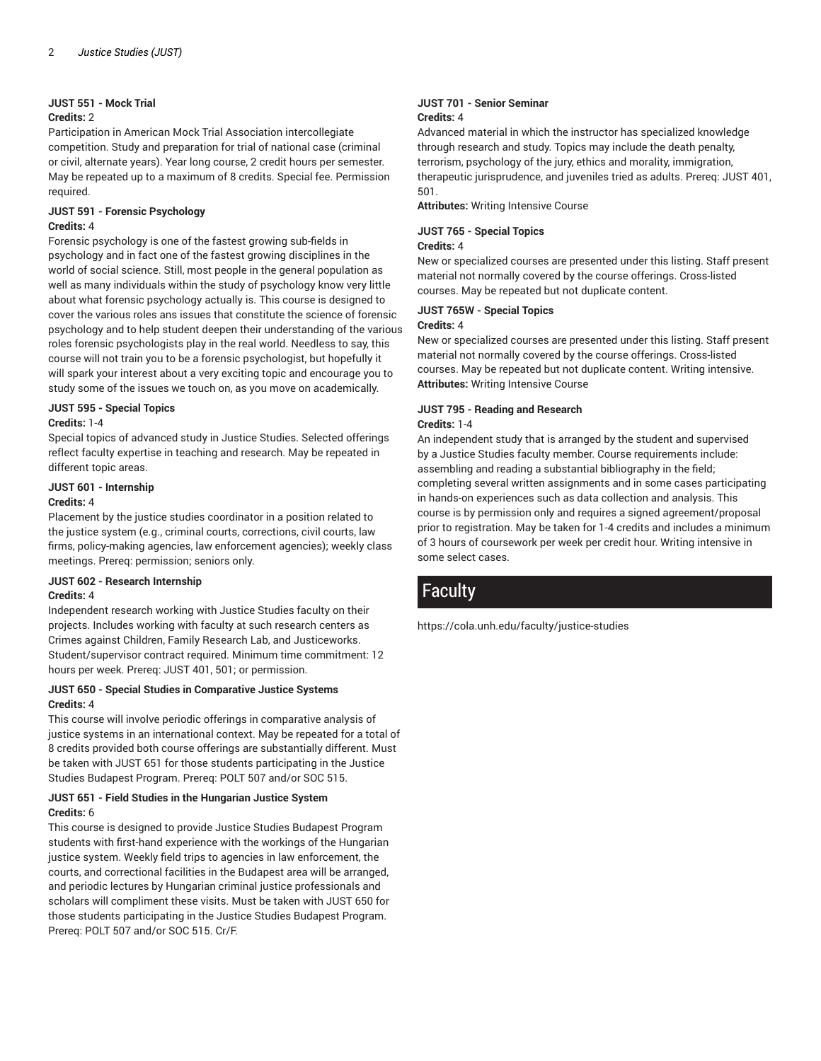#### JUST 551 - Mock Trial

**Credits:** 2

Participation in American Mock Trial Association intercollegiate competition. Study and preparation for trial of national case (criminal or civil, alternate years). Year long course, 2 credit hours per semester. May be repeated up to a maximum of 8 credits. Special fee. Permission required.

#### JUST 591 - Forensic Psychology

**Credits:** 4

Forensic psychology is one of the fastest growing sub-fields in psychology and in fact one of the fastest growing disciplines in the world of social science. Still, most people in the general population as well as many individuals within the study of psychology know very little about what forensic psychology actually is. This course is designed to cover the various roles ans issues that constitute the science of forensic psychology and to help student deepen their understanding of the various roles forensic psychologists play in the real world. Needless to say, this course will not train you to be a forensic psychologist, but hopefully it will spark your interest about a very exciting topic and encourage you to study some of the issues we touch on, as you move on academically.

#### JUST 595 - Special Topics

**Credits:** 1-4

Special topics of advanced study in Justice Studies. Selected offerings reflect faculty expertise in teaching and research. May be repeated in different topic areas.

#### JUST 601 - Internship

**Credits:** 4

Placement by the justice studies coordinator in a position related to the justice system (e.g., criminal courts, corrections, civil courts, law firms, policy-making agencies, law enforcement agencies); weekly class meetings. Prereq: permission; seniors only.

#### JUST 602 - Research Internship

**Credits:** 4

Independent research working with Justice Studies faculty on their projects. Includes working with faculty at such research centers as Crimes against Children, Family Research Lab, and Justiceworks. Student/supervisor contract required. Minimum time commitment: 12 hours per week. Prereq: JUST 401, 501; or permission.

#### JUST 650 - Special Studies in Comparative Justice Systems

**Credits:** 4

This course will involve periodic offerings in comparative analysis of justice systems in an international context. May be repeated for a total of 8 credits provided both course offerings are substantially different. Must be taken with JUST 651 for those students participating in the Justice Studies Budapest Program. Prereq: POLT 507 and/or SOC 515.

#### JUST 651 - Field Studies in the Hungarian Justice System

**Credits:** 6

This course is designed to provide Justice Studies Budapest Program students with first-hand experience with the workings of the Hungarian justice system. Weekly field trips to agencies in law enforcement, the courts, and correctional facilities in the Budapest area will be arranged, and periodic lectures by Hungarian criminal justice professionals and scholars will compliment these visits. Must be taken with JUST 650 for those students participating in the Justice Studies Budapest Program. Prereq: POLT 507 and/or SOC 515. Cr/F.

#### JUST 701 - Senior Seminar

**Credits:** 4

Advanced material in which the instructor has specialized knowledge through research and study. Topics may include the death penalty, terrorism, psychology of the jury, ethics and morality, immigration, therapeutic jurisprudence, and juveniles tried as adults. Prereq: JUST 401, 501.

**Attributes:** Writing Intensive Course

#### JUST 765 - Special Topics

**Credits:** 4

New or specialized courses are presented under this listing. Staff present material not normally covered by the course offerings. Cross-listed courses. May be repeated but not duplicate content.

#### JUST 765W - Special Topics

**Credits:** 4

New or specialized courses are presented under this listing. Staff present material not normally covered by the course offerings. Cross-listed courses. May be repeated but not duplicate content. Writing intensive.

**Attributes:** Writing Intensive Course

#### JUST 795 - Reading and Research

**Credits:** 1-4

An independent study that is arranged by the student and supervised by a Justice Studies faculty member. Course requirements include: assembling and reading a substantial bibliography in the field; completing several written assignments and in some cases participating in hands-on experiences such as data collection and analysis. This course is by permission only and requires a signed agreement/proposal prior to registration. May be taken for 1-4 credits and includes a minimum of 3 hours of coursework per week per credit hour. Writing intensive in some select cases.

## Faculty

https://cola.unh.edu/faculty/justice-studies